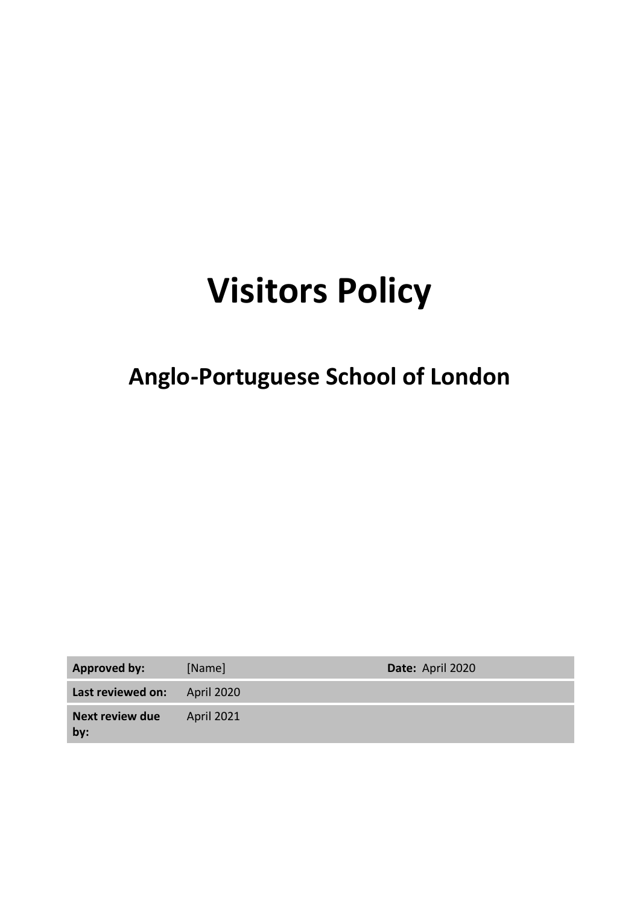# Visitors Policy

## Anglo-Portuguese School of London

| | | | |
|---|---|---|---|
| **Approved by:** | [Name] | **Date:** April 2020 | |
| **Last reviewed on:** | April 2020 | | |
| **Next review due by:** | April 2021 | | |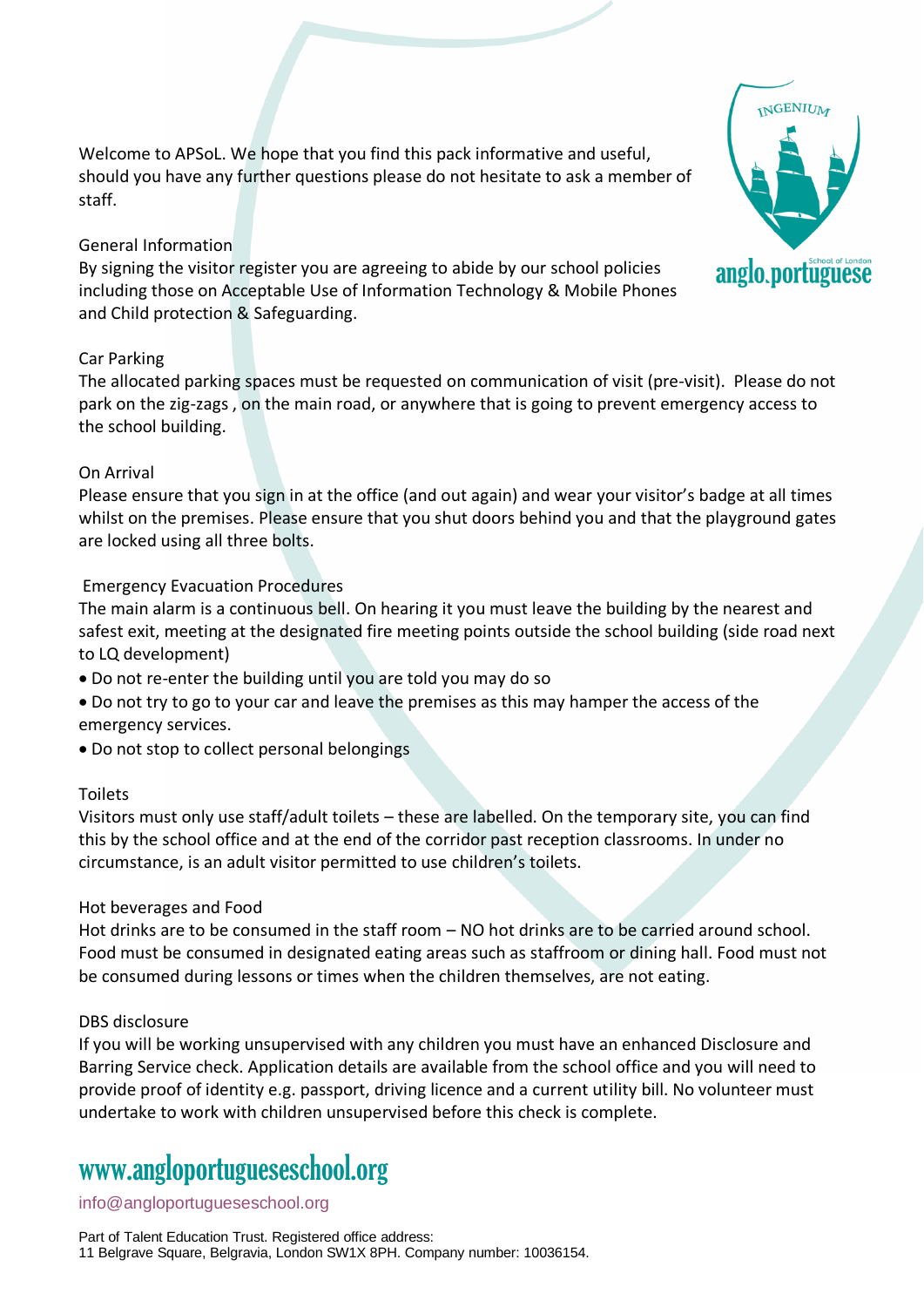Welcome to APSoL. We hope that you find this pack informative and useful, should you have any further questions please do not hesitate to ask a member of staff.

## General Information

By signing the visitor register you are agreeing to abide by our school policies including those on Acceptable Use of Information Technology & Mobile Phones and Child protection & Safeguarding.

## Car Parking

The allocated parking spaces must be requested on communication of visit (pre-visit). Please do not park on the zig-zags , on the main road, or anywhere that is going to prevent emergency access to the school building.

## On Arrival

Please ensure that you sign in at the office (and out again) and wear your visitor's badge at all times whilst on the premises. Please ensure that you shut doors behind you and that the playground gates are locked using all three bolts.

## Emergency Evacuation Procedures

The main alarm is a continuous bell. On hearing it you must leave the building by the nearest and safest exit, meeting at the designated fire meeting points outside the school building (side road next to LQ development)

- Do not re-enter the building until you are told you may do so
- Do not try to go to your car and leave the premises as this may hamper the access of the emergency services.
- Do not stop to collect personal belongings

## Toilets

Visitors must only use staff/adult toilets – these are labelled. On the temporary site, you can find this by the school office and at the end of the corridor past reception classrooms. In under no circumstance, is an adult visitor permitted to use children's toilets.

## Hot beverages and Food

Hot drinks are to be consumed in the staff room – NO hot drinks are to be carried around school. Food must be consumed in designated eating areas such as staffroom or dining hall. Food must not be consumed during lessons or times when the children themselves, are not eating.

## DBS disclosure

If you will be working unsupervised with any children you must have an enhanced Disclosure and Barring Service check. Application details are available from the school office and you will need to provide proof of identity e.g. passport, driving licence and a current utility bill. No volunteer must undertake to work with children unsupervised before this check is complete.

www.angloportugueseschool.org

info@angloportugueseschool.org

Part of Talent Education Trust. Registered office address:
11 Belgrave Square, Belgravia, London SW1X 8PH. Company number: 10036154.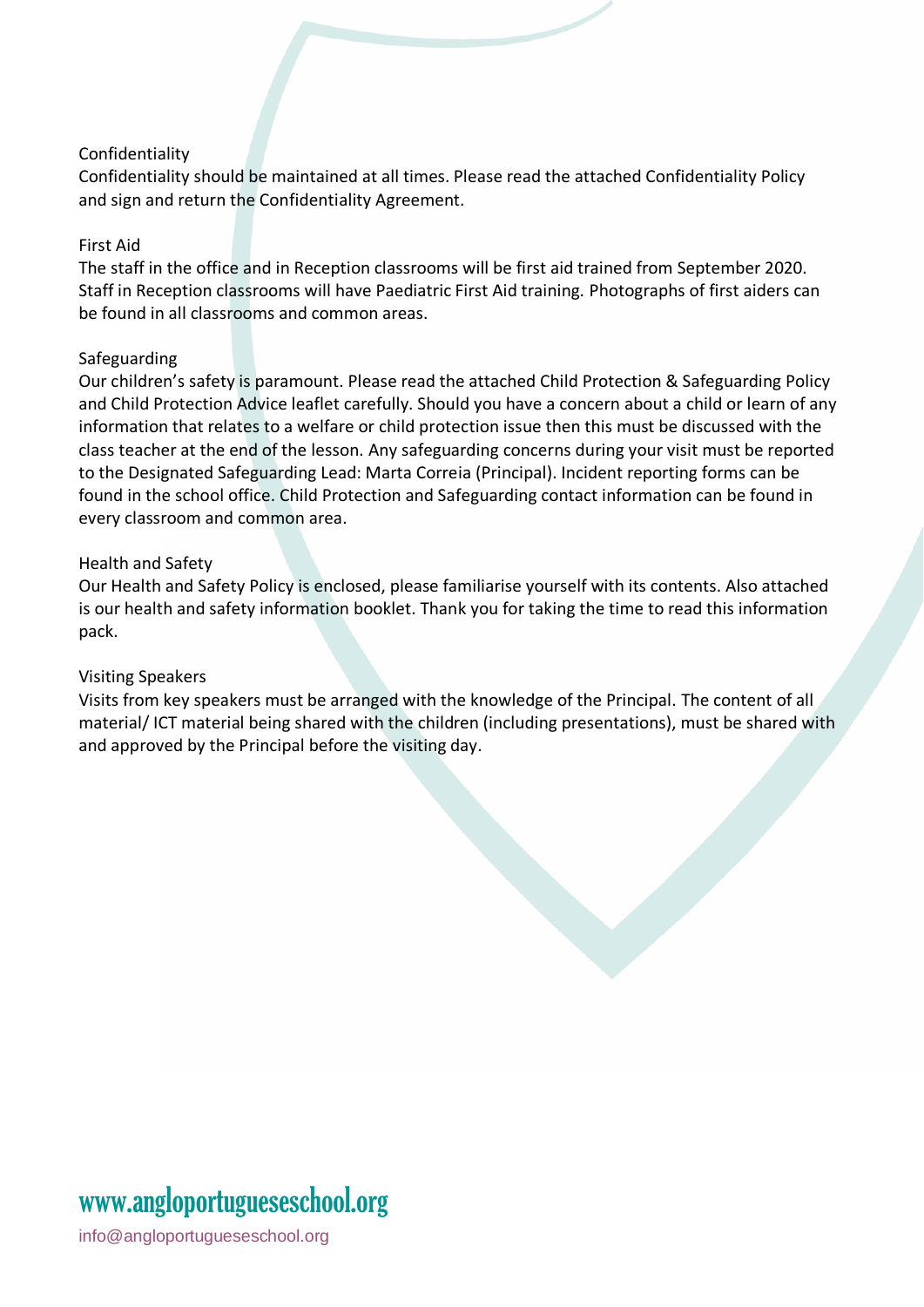## Confidentiality

Confidentiality should be maintained at all times. Please read the attached Confidentiality Policy and sign and return the Confidentiality Agreement.

## First Aid

The staff in the office and in Reception classrooms will be first aid trained from September 2020. Staff in Reception classrooms will have Paediatric First Aid training. Photographs of first aiders can be found in all classrooms and common areas.

## Safeguarding

Our children's safety is paramount. Please read the attached Child Protection & Safeguarding Policy and Child Protection Advice leaflet carefully. Should you have a concern about a child or learn of any information that relates to a welfare or child protection issue then this must be discussed with the class teacher at the end of the lesson. Any safeguarding concerns during your visit must be reported to the Designated Safeguarding Lead: Marta Correia (Principal). Incident reporting forms can be found in the school office. Child Protection and Safeguarding contact information can be found in every classroom and common area.

## Health and Safety

Our Health and Safety Policy is enclosed, please familiarise yourself with its contents. Also attached is our health and safety information booklet. Thank you for taking the time to read this information pack.

## Visiting Speakers

Visits from key speakers must be arranged with the knowledge of the Principal. The content of all material/ ICT material being shared with the children (including presentations), must be shared with and approved by the Principal before the visiting day.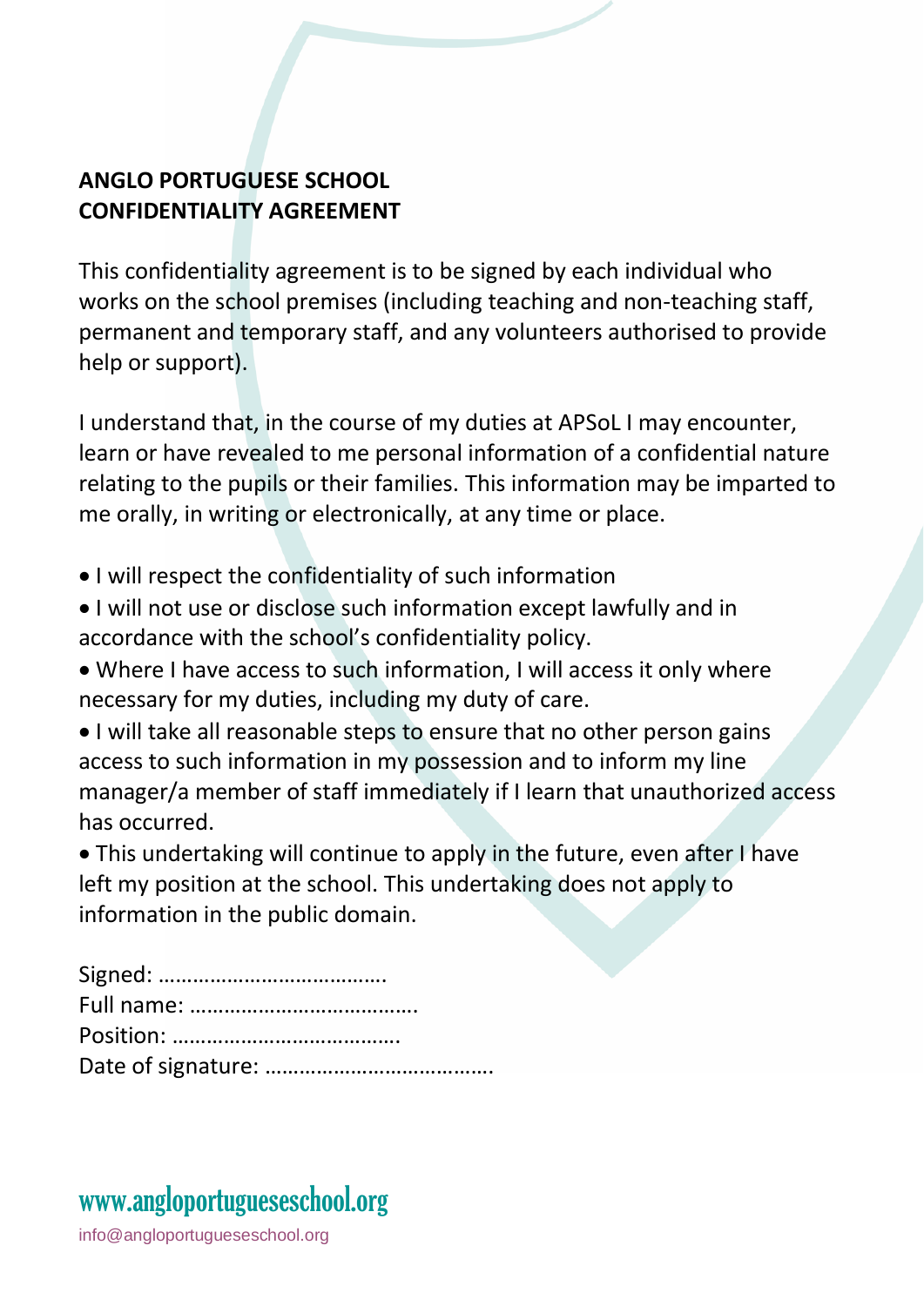**ANGLO PORTUGUESE SCHOOL**
**CONFIDENTIALITY AGREEMENT**

This confidentiality agreement is to be signed by each individual who works on the school premises (including teaching and non-teaching staff, permanent and temporary staff, and any volunteers authorised to provide help or support).

I understand that, in the course of my duties at APSoL I may encounter, learn or have revealed to me personal information of a confidential nature relating to the pupils or their families. This information may be imparted to me orally, in writing or electronically, at any time or place.

- I will respect the confidentiality of such information
- I will not use or disclose such information except lawfully and in accordance with the school's confidentiality policy.
- Where I have access to such information, I will access it only where necessary for my duties, including my duty of care.
- I will take all reasonable steps to ensure that no other person gains access to such information in my possession and to inform my line manager/a member of staff immediately if I learn that unauthorized access has occurred.
- This undertaking will continue to apply in the future, even after I have left my position at the school. This undertaking does not apply to information in the public domain.

Signed: ………………………………….
Full name: ………………………………….
Position: ………………………………….
Date of signature: ………………………………….

www.angloportugueseschool.org
info@angloportugueseschool.org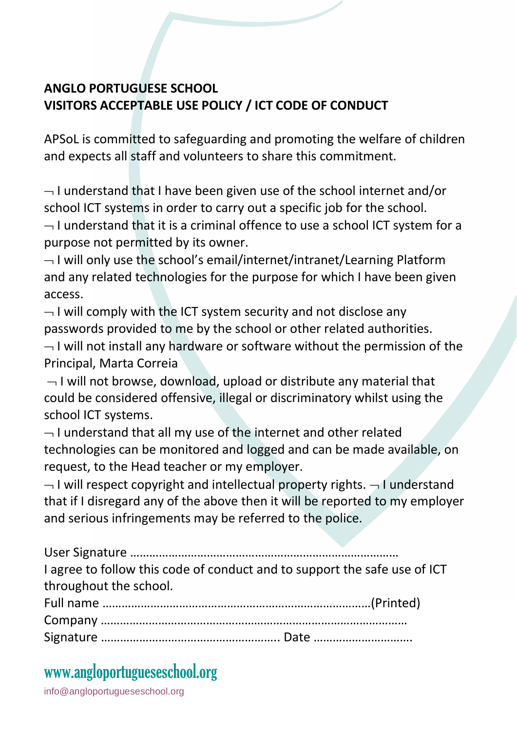**ANGLO PORTUGUESE SCHOOL**
**VISITORS ACCEPTABLE USE POLICY / ICT CODE OF CONDUCT**

APSoL is committed to safeguarding and promoting the welfare of children and expects all staff and volunteers to share this commitment.

¬ I understand that I have been given use of the school internet and/or school ICT systems in order to carry out a specific job for the school.
¬ I understand that it is a criminal offence to use a school ICT system for a purpose not permitted by its owner.
¬ I will only use the school's email/internet/intranet/Learning Platform and any related technologies for the purpose for which I have been given access.
¬ I will comply with the ICT system security and not disclose any passwords provided to me by the school or other related authorities.
¬ I will not install any hardware or software without the permission of the Principal, Marta Correia
¬ I will not browse, download, upload or distribute any material that could be considered offensive, illegal or discriminatory whilst using the school ICT systems.
¬ I understand that all my use of the internet and other related technologies can be monitored and logged and can be made available, on request, to the Head teacher or my employer.
¬ I will respect copyright and intellectual property rights. ¬ I understand that if I disregard any of the above then it will be reported to my employer and serious infringements may be referred to the police.

User Signature ………………………………………………………………………
I agree to follow this code of conduct and to support the safe use of ICT throughout the school.
Full name ………………………………………………………………………(Printed)
Company ………………………………………………………………………………
Signature ………………………………………………. Date …………………………

www.angloportugueseschool.org
info@angloportugueseschool.org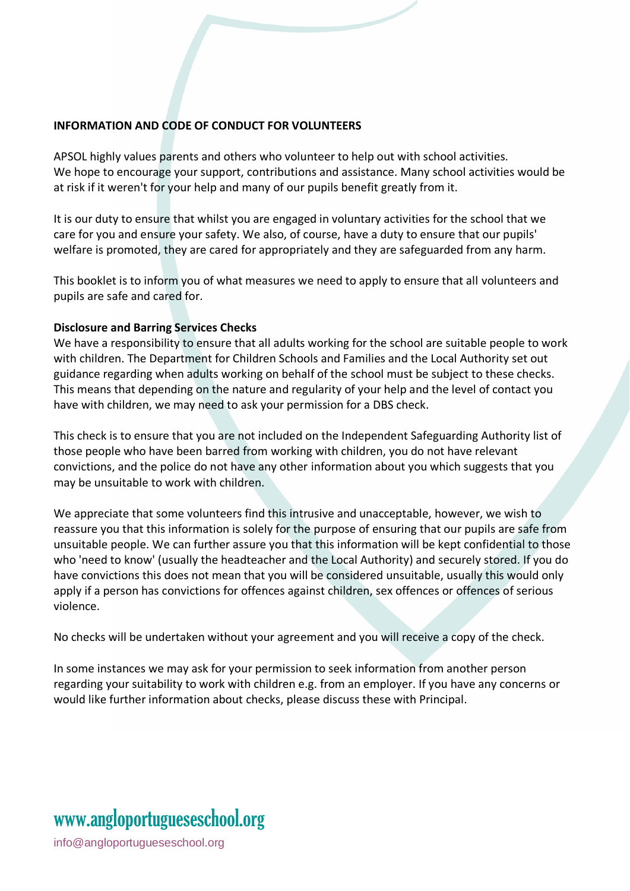**INFORMATION AND CODE OF CONDUCT FOR VOLUNTEERS**

APSOL highly values parents and others who volunteer to help out with school activities.
We hope to encourage your support, contributions and assistance. Many school activities would be at risk if it weren't for your help and many of our pupils benefit greatly from it.

It is our duty to ensure that whilst you are engaged in voluntary activities for the school that we care for you and ensure your safety. We also, of course, have a duty to ensure that our pupils' welfare is promoted, they are cared for appropriately and they are safeguarded from any harm.

This booklet is to inform you of what measures we need to apply to ensure that all volunteers and pupils are safe and cared for.

**Disclosure and Barring Services Checks**

We have a responsibility to ensure that all adults working for the school are suitable people to work with children. The Department for Children Schools and Families and the Local Authority set out guidance regarding when adults working on behalf of the school must be subject to these checks. This means that depending on the nature and regularity of your help and the level of contact you have with children, we may need to ask your permission for a DBS check.

This check is to ensure that you are not included on the Independent Safeguarding Authority list of those people who have been barred from working with children, you do not have relevant convictions, and the police do not have any other information about you which suggests that you may be unsuitable to work with children.

We appreciate that some volunteers find this intrusive and unacceptable, however, we wish to reassure you that this information is solely for the purpose of ensuring that our pupils are safe from unsuitable people. We can further assure you that this information will be kept confidential to those who 'need to know' (usually the headteacher and the Local Authority) and securely stored. If you do have convictions this does not mean that you will be considered unsuitable, usually this would only apply if a person has convictions for offences against children, sex offences or offences of serious violence.

No checks will be undertaken without your agreement and you will receive a copy of the check.

In some instances we may ask for your permission to seek information from another person regarding your suitability to work with children e.g. from an employer. If you have any concerns or would like further information about checks, please discuss these with Principal.

www.angloportugueseschool.org

info@angloportugueseschool.org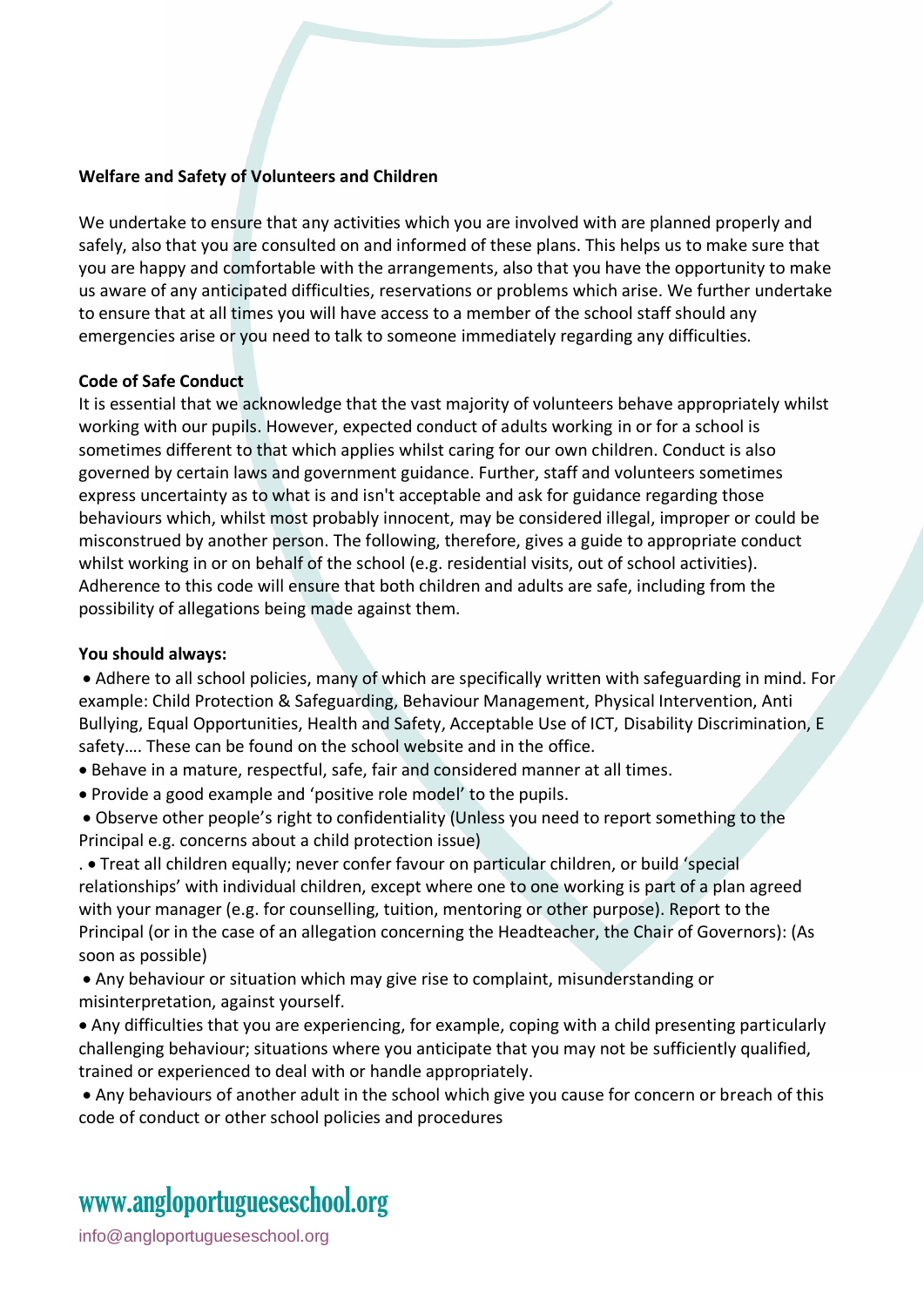**Welfare and Safety of Volunteers and Children**

We undertake to ensure that any activities which you are involved with are planned properly and safely, also that you are consulted on and informed of these plans. This helps us to make sure that you are happy and comfortable with the arrangements, also that you have the opportunity to make us aware of any anticipated difficulties, reservations or problems which arise. We further undertake to ensure that at all times you will have access to a member of the school staff should any emergencies arise or you need to talk to someone immediately regarding any difficulties.

**Code of Safe Conduct**

It is essential that we acknowledge that the vast majority of volunteers behave appropriately whilst working with our pupils. However, expected conduct of adults working in or for a school is sometimes different to that which applies whilst caring for our own children. Conduct is also governed by certain laws and government guidance. Further, staff and volunteers sometimes express uncertainty as to what is and isn't acceptable and ask for guidance regarding those behaviours which, whilst most probably innocent, may be considered illegal, improper or could be misconstrued by another person. The following, therefore, gives a guide to appropriate conduct whilst working in or on behalf of the school (e.g. residential visits, out of school activities). Adherence to this code will ensure that both children and adults are safe, including from the possibility of allegations being made against them.

**You should always:**

- Adhere to all school policies, many of which are specifically written with safeguarding in mind. For example: Child Protection & Safeguarding, Behaviour Management, Physical Intervention, Anti Bullying, Equal Opportunities, Health and Safety, Acceptable Use of ICT, Disability Discrimination, E safety…. These can be found on the school website and in the office.
- Behave in a mature, respectful, safe, fair and considered manner at all times.
- Provide a good example and 'positive role model' to the pupils.
- Observe other people's right to confidentiality (Unless you need to report something to the Principal e.g. concerns about a child protection issue)
- Treat all children equally; never confer favour on particular children, or build 'special relationships' with individual children, except where one to one working is part of a plan agreed with your manager (e.g. for counselling, tuition, mentoring or other purpose). Report to the Principal (or in the case of an allegation concerning the Headteacher, the Chair of Governors): (As soon as possible)
- Any behaviour or situation which may give rise to complaint, misunderstanding or misinterpretation, against yourself.
- Any difficulties that you are experiencing, for example, coping with a child presenting particularly challenging behaviour; situations where you anticipate that you may not be sufficiently qualified, trained or experienced to deal with or handle appropriately.
- Any behaviours of another adult in the school which give you cause for concern or breach of this code of conduct or other school policies and procedures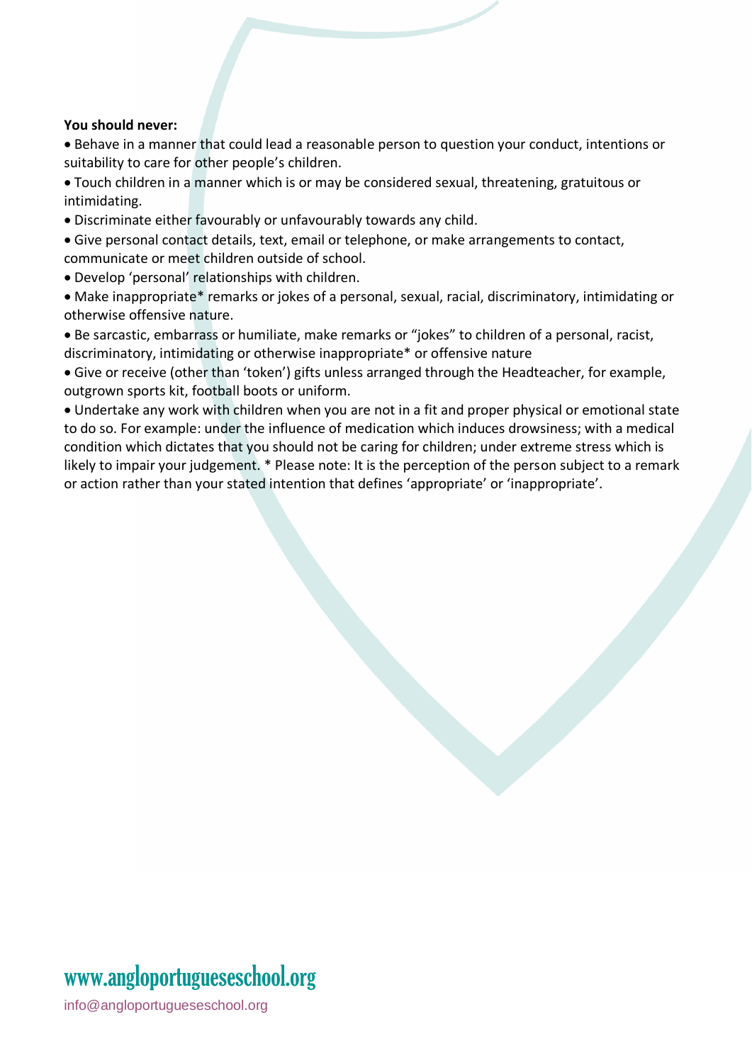**You should never:**

- Behave in a manner that could lead a reasonable person to question your conduct, intentions or suitability to care for other people's children.
- Touch children in a manner which is or may be considered sexual, threatening, gratuitous or intimidating.
- Discriminate either favourably or unfavourably towards any child.
- Give personal contact details, text, email or telephone, or make arrangements to contact, communicate or meet children outside of school.
- Develop 'personal' relationships with children.
- Make inappropriate* remarks or jokes of a personal, sexual, racial, discriminatory, intimidating or otherwise offensive nature.
- Be sarcastic, embarrass or humiliate, make remarks or "jokes" to children of a personal, racist, discriminatory, intimidating or otherwise inappropriate* or offensive nature
- Give or receive (other than 'token') gifts unless arranged through the Headteacher, for example, outgrown sports kit, football boots or uniform.
- Undertake any work with children when you are not in a fit and proper physical or emotional state to do so. For example: under the influence of medication which induces drowsiness; with a medical condition which dictates that you should not be caring for children; under extreme stress which is likely to impair your judgement. * Please note: It is the perception of the person subject to a remark or action rather than your stated intention that defines 'appropriate' or 'inappropriate'.

www.angloportugueseschool.org

info@angloportugueseschool.org